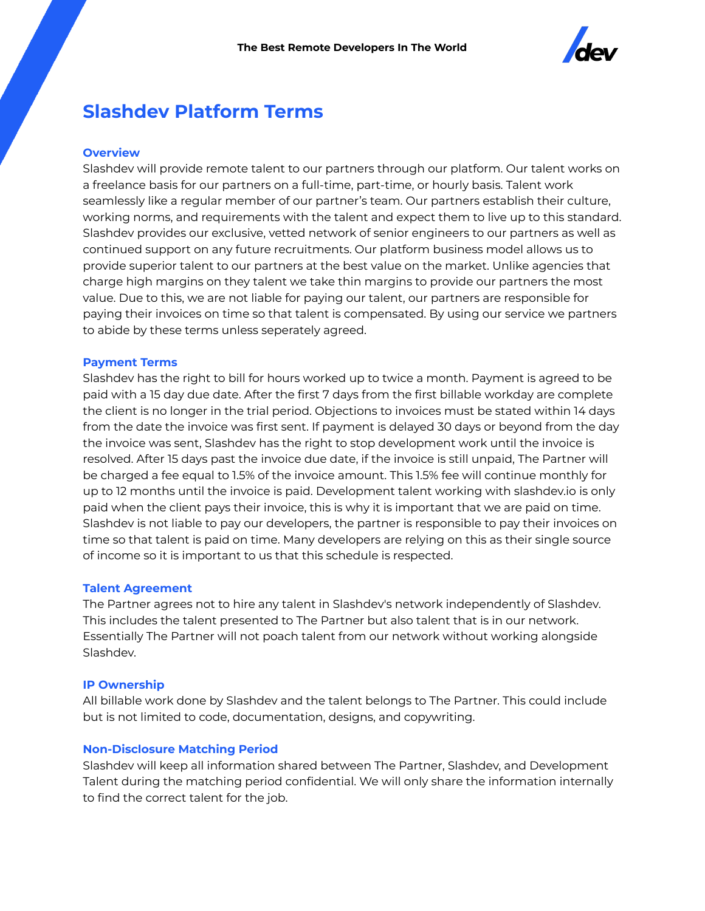# Slashdev Platform Terms

### Overview

Slashdev will provide remote talent to our partners through our platform. Our talent works on a freelance basis for our partners on a full-time, part-time, or hourly basis. Talent work seamlessly like a regular member of our partner's team. Our partners establish their culture, working norms, and requirements with the talent and expect them to live up to this standard. Slashdev provides our exclusive, vetted network of senior engineers to our partners as well as continued support on any future recruitments. Our platform business model allows us to provide superior talent to our partners at the best value on the market. Unlike agencies that charge high margins on they talent we take thin margins to provide our partners the most value. Due to this, we are not liable for paying our talent, our partners are responsible for paying their invoices on time so that talent is compensated. By using our service we partners to abide by these terms unless seperately agreed.

### Payment Terms

Slashdev has the right to bill for hours worked up to twice a month. Payment is agreed to be paid with a 15 day due date. After the first 7 days from the first billable workday are complete the client is no longer in the trial period. Objections to invoices must be stated within 14 days from the date the invoice was first sent. If payment is delayed 30 days or beyond from the day the invoice was sent, Slashdev has the right to stop development work until the invoice is resolved. After 15 days past the invoice due date, if the invoice is still unpaid, The Partner will be charged a fee equal to 1.5% of the invoice amount. This 1.5% fee will continue monthly for up to 12 months until the invoice is paid. Development talent working with slashdev.io is only paid when the client pays their invoice, this is why it is important that we are paid on time. Slashdev is not liable to pay our developers, the partner is responsible to pay their invoices on time so that talent is paid on time. Many developers are relying on this as their single source of income so it is important to us that this schedule is respected.

### Talent Agreement

The Partner agrees not to hire any talent in Slashdev's network independently of Slashdev. This includes the talent presented to The Partner but also talent that is in our network. Essentially The Partner will not poach talent from our network without working alongside Slashdev.

### IP Ownership

All billable work done by Slashdev and the talent belongs to The Partner. This could include but is not limited to code, documentation, designs, and copywriting.

### Non-Disclosure Matching Period

Slashdev will keep all information shared between The Partner, Slashdev, and Development Talent during the matching period confidential. We will only share the information internally to find the correct talent for the job.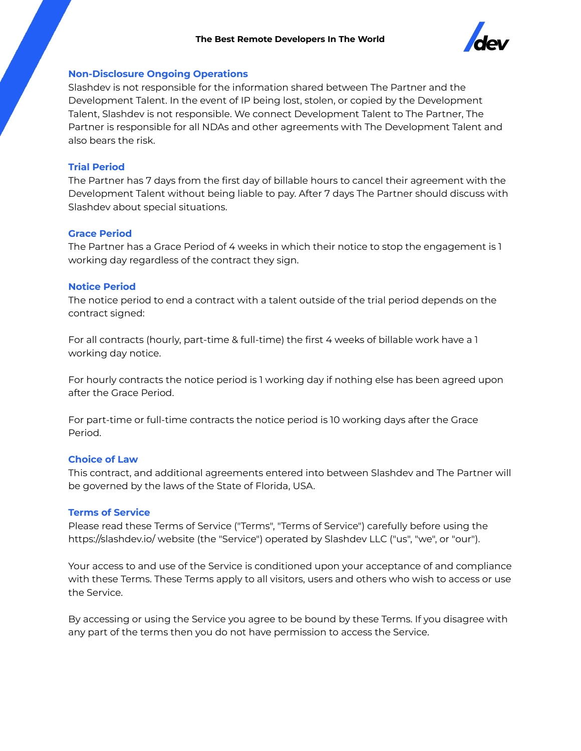## Non-Disclosure Ongoing Operations

Slashdev is not responsible for the information shared between The Partner and the Development Talent. In the event of IP being lost, stolen, or copied by the Development Talent, Slashdev is not responsible. We connect Development Talent to The Partner, The Partner is responsible for all NDAs and other agreements with The Development Talent and also bears the risk.

## Trial Period

The Partner has 7 days from the first day of billable hours to cancel their agreement with the Development Talent without being liable to pay. After 7 days The Partner should discuss with Slashdev about special situations.

## Grace Period

The Partner has a Grace Period of 4 weeks in which their notice to stop the engagement is 1 working day regardless of the contract they sign.

## Notice Period

The notice period to end a contract with a talent outside of the trial period depends on the contract signed:

For all contracts (hourly, part-time & full-time) the first 4 weeks of billable work have a 1 working day notice.

For hourly contracts the notice period is 1 working day if nothing else has been agreed upon after the Grace Period.

For part-time or full-time contracts the notice period is 10 working days after the Grace Period.

## Choice of Law

This contract, and additional agreements entered into between Slashdev and The Partner will be governed by the laws of the State of Florida, USA.

## Terms of Service

Please read these Terms of Service ("Terms", "Terms of Service") carefully before using the https://slashdev.io/ website (the "Service") operated by Slashdev LLC ("us", "we", or "our").

Your access to and use of the Service is conditioned upon your acceptance of and compliance with these Terms. These Terms apply to all visitors, users and others who wish to access or use the Service.

By accessing or using the Service you agree to be bound by these Terms. If you disagree with any part of the terms then you do not have permission to access the Service.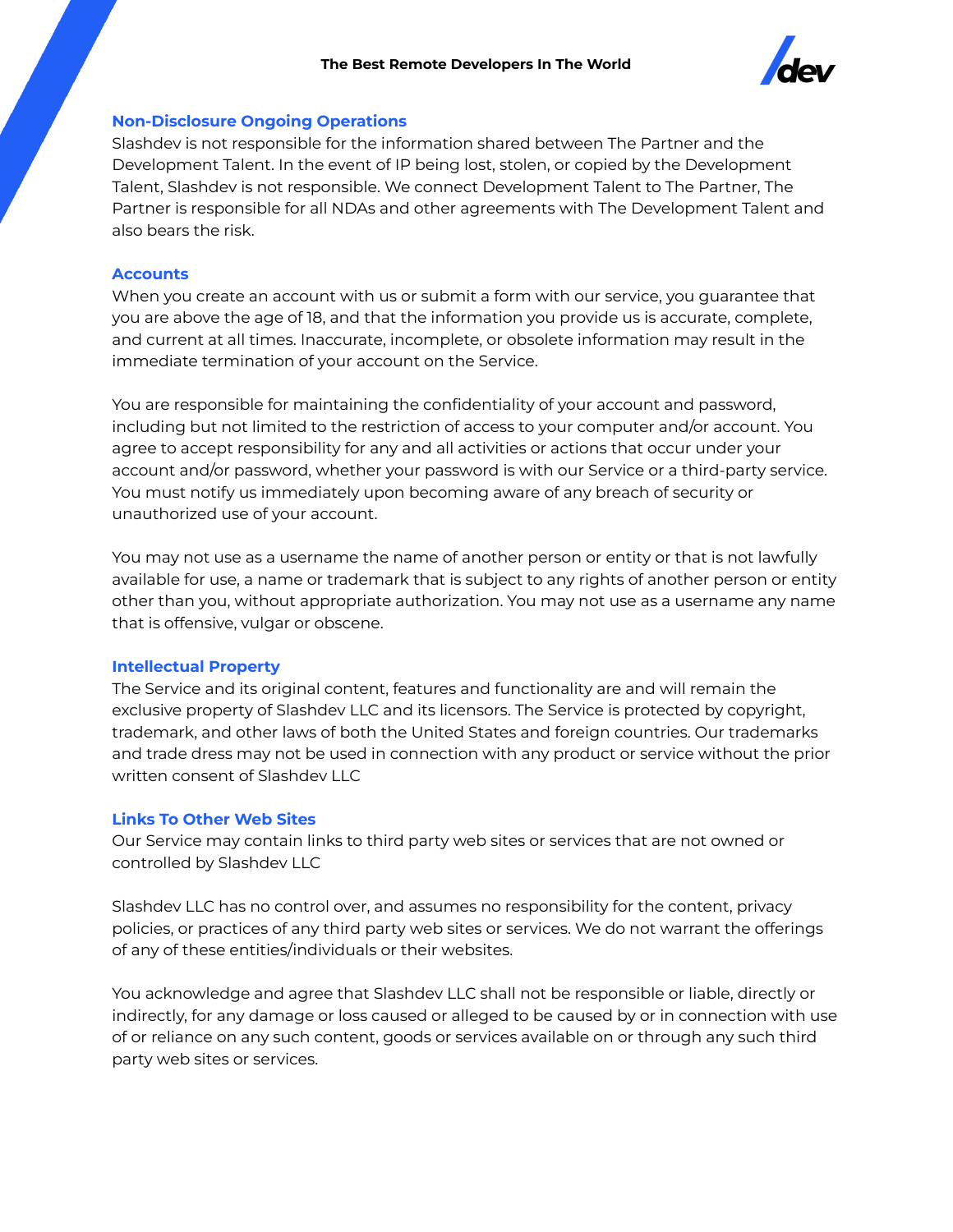## Non-Disclosure Ongoing Operations

Slashdev is not responsible for the information shared between The Partner and the Development Talent. In the event of IP being lost, stolen, or copied by the Development Talent, Slashdev is not responsible. We connect Development Talent to The Partner, The Partner is responsible for all NDAs and other agreements with The Development Talent and also bears the risk.

## Accounts

When you create an account with us or submit a form with our service, you guarantee that you are above the age of 18, and that the information you provide us is accurate, complete, and current at all times. Inaccurate, incomplete, or obsolete information may result in the immediate termination of your account on the Service.

You are responsible for maintaining the confidentiality of your account and password, including but not limited to the restriction of access to your computer and/or account. You agree to accept responsibility for any and all activities or actions that occur under your account and/or password, whether your password is with our Service or a third-party service. You must notify us immediately upon becoming aware of any breach of security or unauthorized use of your account.

You may not use as a username the name of another person or entity or that is not lawfully available for use, a name or trademark that is subject to any rights of another person or entity other than you, without appropriate authorization. You may not use as a username any name that is offensive, vulgar or obscene.

## Intellectual Property

The Service and its original content, features and functionality are and will remain the exclusive property of Slashdev LLC and its licensors. The Service is protected by copyright, trademark, and other laws of both the United States and foreign countries. Our trademarks and trade dress may not be used in connection with any product or service without the prior written consent of Slashdev LLC

## Links To Other Web Sites

Our Service may contain links to third party web sites or services that are not owned or controlled by Slashdev LLC

Slashdev LLC has no control over, and assumes no responsibility for the content, privacy policies, or practices of any third party web sites or services. We do not warrant the offerings of any of these entities/individuals or their websites.

You acknowledge and agree that Slashdev LLC shall not be responsible or liable, directly or indirectly, for any damage or loss caused or alleged to be caused by or in connection with use of or reliance on any such content, goods or services available on or through any such third party web sites or services.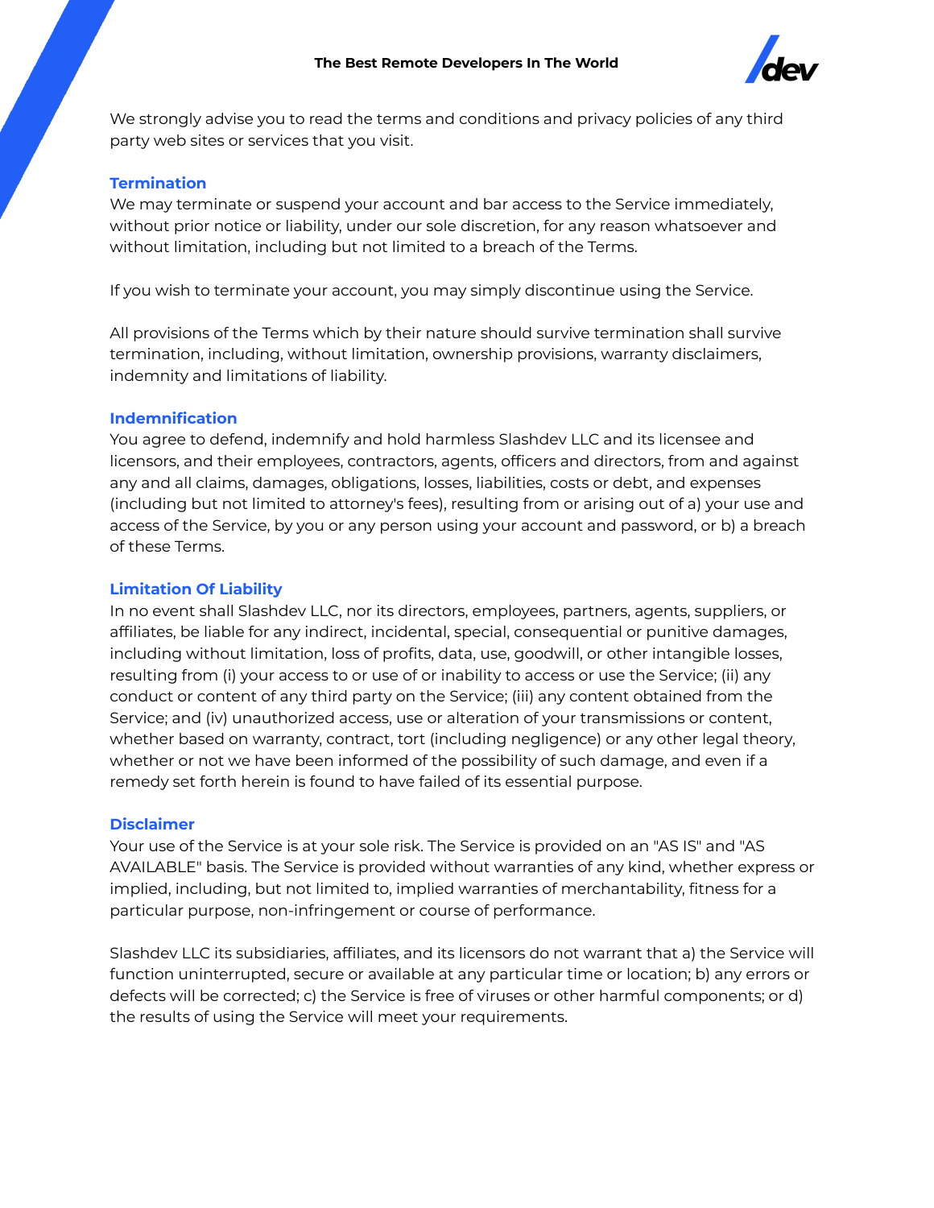We strongly advise you to read the terms and conditions and privacy policies of any third party web sites or services that you visit.

## Termination

We may terminate or suspend your account and bar access to the Service immediately, without prior notice or liability, under our sole discretion, for any reason whatsoever and without limitation, including but not limited to a breach of the Terms.

If you wish to terminate your account, you may simply discontinue using the Service.

All provisions of the Terms which by their nature should survive termination shall survive termination, including, without limitation, ownership provisions, warranty disclaimers, indemnity and limitations of liability.

## Indemnification

You agree to defend, indemnify and hold harmless Slashdev LLC and its licensee and licensors, and their employees, contractors, agents, officers and directors, from and against any and all claims, damages, obligations, losses, liabilities, costs or debt, and expenses (including but not limited to attorney's fees), resulting from or arising out of a) your use and access of the Service, by you or any person using your account and password, or b) a breach of these Terms.

## Limitation Of Liability

In no event shall Slashdev LLC, nor its directors, employees, partners, agents, suppliers, or affiliates, be liable for any indirect, incidental, special, consequential or punitive damages, including without limitation, loss of profits, data, use, goodwill, or other intangible losses, resulting from (i) your access to or use of or inability to access or use the Service; (ii) any conduct or content of any third party on the Service; (iii) any content obtained from the Service; and (iv) unauthorized access, use or alteration of your transmissions or content, whether based on warranty, contract, tort (including negligence) or any other legal theory, whether or not we have been informed of the possibility of such damage, and even if a remedy set forth herein is found to have failed of its essential purpose.

## Disclaimer

Your use of the Service is at your sole risk. The Service is provided on an "AS IS" and "AS AVAILABLE" basis. The Service is provided without warranties of any kind, whether express or implied, including, but not limited to, implied warranties of merchantability, fitness for a particular purpose, non-infringement or course of performance.

Slashdev LLC its subsidiaries, affiliates, and its licensors do not warrant that a) the Service will function uninterrupted, secure or available at any particular time or location; b) any errors or defects will be corrected; c) the Service is free of viruses or other harmful components; or d) the results of using the Service will meet your requirements.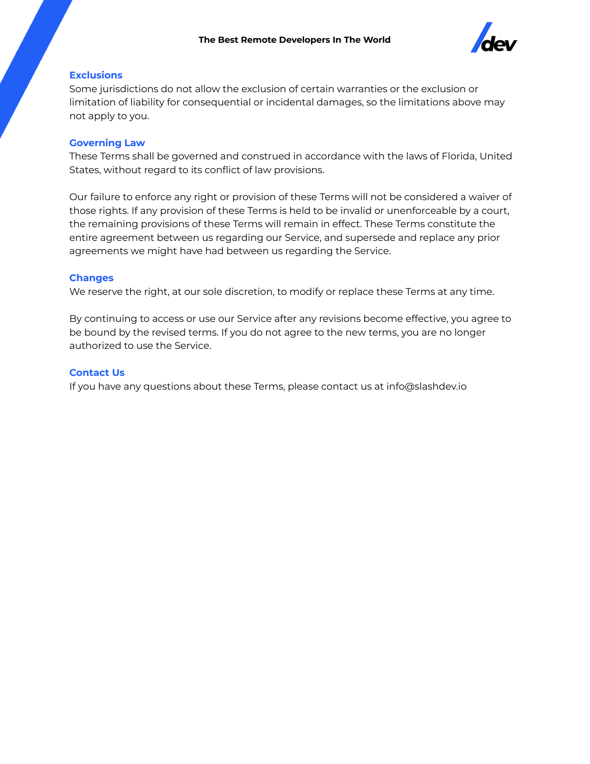## Exclusions

Some jurisdictions do not allow the exclusion of certain warranties or the exclusion or limitation of liability for consequential or incidental damages, so the limitations above may not apply to you.

## Governing Law

These Terms shall be governed and construed in accordance with the laws of Florida, United States, without regard to its conflict of law provisions.

Our failure to enforce any right or provision of these Terms will not be considered a waiver of those rights. If any provision of these Terms is held to be invalid or unenforceable by a court, the remaining provisions of these Terms will remain in effect. These Terms constitute the entire agreement between us regarding our Service, and supersede and replace any prior agreements we might have had between us regarding the Service.

## Changes

We reserve the right, at our sole discretion, to modify or replace these Terms at any time.

By continuing to access or use our Service after any revisions become effective, you agree to be bound by the revised terms. If you do not agree to the new terms, you are no longer authorized to use the Service.

## Contact Us

If you have any questions about these Terms, please contact us at info@slashdev.io